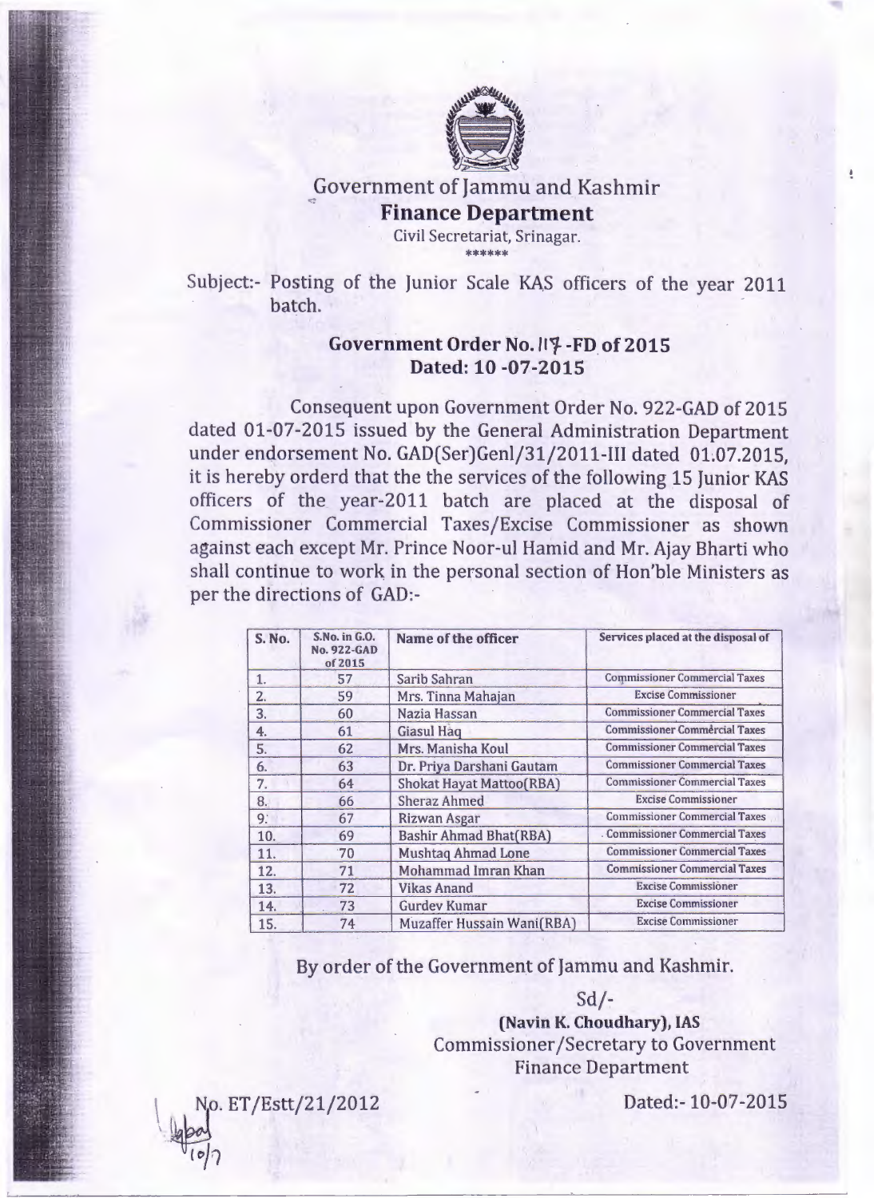# Government of Jammu and Kashmir

## Finance Department

Civil Secretariat, Srinagar.

\*\*\*\*\*\*

Subject:- Posting of the Junior Scale KAS officers of the year 2011 batch.

**Government Order No. 117-FD of 2015**
**Dated: 10-07-2015**

Consequent upon Government Order No. 922-GAD of 2015 dated 01-07-2015 issued by the General Administration Department under endorsement No. GAD(Ser)Genl/31/2011-III dated 01.07.2015, it is hereby orderd that the the services of the following 15 Junior KAS officers of the year-2011 batch are placed at the disposal of Commissioner Commercial Taxes/Excise Commissioner as shown against each except Mr. Prince Noor-ul Hamid and Mr. Ajay Bharti who shall continue to work in the personal section of Hon'ble Ministers as per the directions of GAD:-

| S. No. | S.No. in G.O. No. 922-GAD of 2015 | Name of the officer | Services placed at the disposal of |
|---|---|---|---|
| 1. | 57 | Sarib Sahran | Commissioner Commercial Taxes |
| 2. | 59 | Mrs. Tinna Mahajan | Excise Commissioner |
| 3. | 60 | Nazia Hassan | Commissioner Commercial Taxes |
| 4. | 61 | Giasul Haq | Commissioner Commercial Taxes |
| 5. | 62 | Mrs. Manisha Koul | Commissioner Commercial Taxes |
| 6. | 63 | Dr. Priya Darshani Gautam | Commissioner Commercial Taxes |
| 7. | 64 | Shokat Hayat Mattoo(RBA) | Commissioner Commercial Taxes |
| 8. | 66 | Sheraz Ahmed | Excise Commissioner |
| 9. | 67 | Rizwan Asgar | Commissioner Commercial Taxes |
| 10. | 69 | Bashir Ahmad Bhat(RBA) | Commissioner Commercial Taxes |
| 11. | 70 | Mushtaq Ahmad Lone | Commissioner Commercial Taxes |
| 12. | 71 | Mohammad Imran Khan | Commissioner Commercial Taxes |
| 13. | 72 | Vikas Anand | Excise Commissioner |
| 14. | 73 | Gurdev Kumar | Excise Commissioner |
| 15. | 74 | Muzaffer Hussain Wani(RBA) | Excise Commissioner |

By order of the Government of Jammu and Kashmir.

Sd/-

**(Navin K. Choudhary), IAS**
Commissioner/Secretary to Government
Finance Department

No. ET/Estt/21/2012 Dated:- 10-07-2015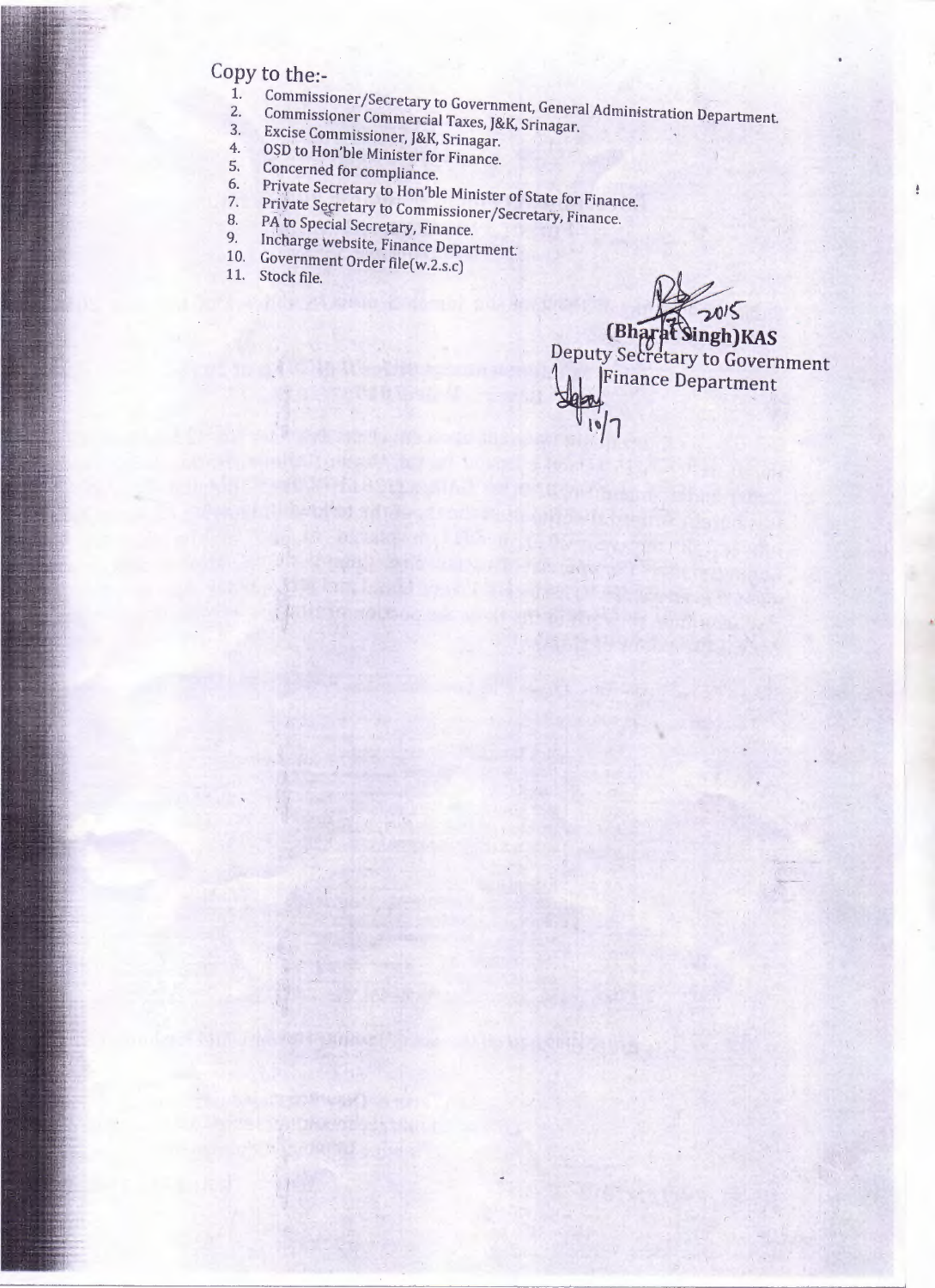Copy to the:-

1. Commissioner/Secretary to Government, General Administration Department.
2. Commissioner Commercial Taxes, J&K, Srinagar.
3. Excise Commissioner, J&K, Srinagar.
4. OSD to Hon'ble Minister for Finance.
5. Concerned for compliance.
6. Private Secretary to Hon'ble Minister of State for Finance.
7. Private Secretary to Commissioner/Secretary, Finance.
8. PA to Special Secretary, Finance.
9. Incharge website, Finance Department.
10. Government Order file(w.2.s.c)
11. Stock file.

2015

**(Bharat Singh)KAS**
Deputy Secretary to Government
Finance Department

10/7